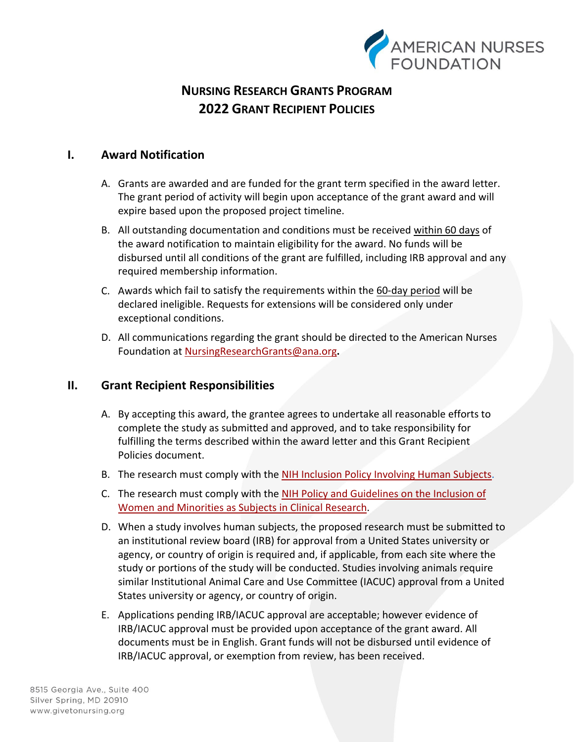# NURSING RESEARCH GRANTS PROGRAM
# 2022 GRANT RECIPIENT POLICIES

## I. Award Notification

A. Grants are awarded and are funded for the grant term specified in the award letter. The grant period of activity will begin upon acceptance of the grant award and will expire based upon the proposed project timeline.

B. All outstanding documentation and conditions must be received within 60 days of the award notification to maintain eligibility for the award. No funds will be disbursed until all conditions of the grant are fulfilled, including IRB approval and any required membership information.

C. Awards which fail to satisfy the requirements within the 60-day period will be declared ineligible. Requests for extensions will be considered only under exceptional conditions.

D. All communications regarding the grant should be directed to the American Nurses Foundation at NursingResearchGrants@ana.org.

## II. Grant Recipient Responsibilities

A. By accepting this award, the grantee agrees to undertake all reasonable efforts to complete the study as submitted and approved, and to take responsibility for fulfilling the terms described within the award letter and this Grant Recipient Policies document.

B. The research must comply with the NIH Inclusion Policy Involving Human Subjects.

C. The research must comply with the NIH Policy and Guidelines on the Inclusion of Women and Minorities as Subjects in Clinical Research.

D. When a study involves human subjects, the proposed research must be submitted to an institutional review board (IRB) for approval from a United States university or agency, or country of origin is required and, if applicable, from each site where the study or portions of the study will be conducted. Studies involving animals require similar Institutional Animal Care and Use Committee (IACUC) approval from a United States university or agency, or country of origin.

E. Applications pending IRB/IACUC approval are acceptable; however evidence of IRB/IACUC approval must be provided upon acceptance of the grant award. All documents must be in English. Grant funds will not be disbursed until evidence of IRB/IACUC approval, or exemption from review, has been received.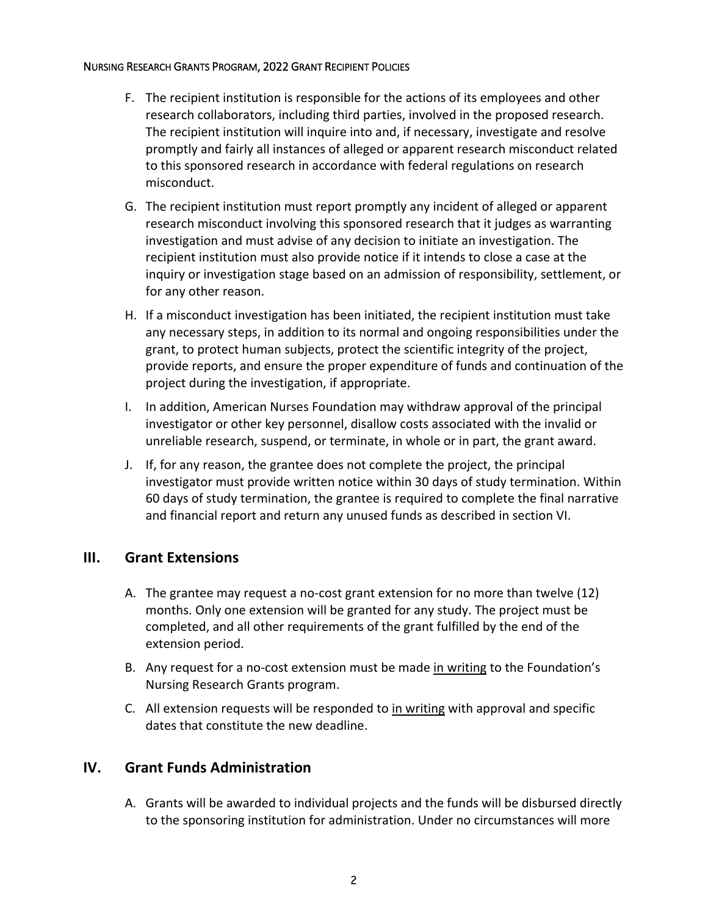F. The recipient institution is responsible for the actions of its employees and other research collaborators, including third parties, involved in the proposed research. The recipient institution will inquire into and, if necessary, investigate and resolve promptly and fairly all instances of alleged or apparent research misconduct related to this sponsored research in accordance with federal regulations on research misconduct.

G. The recipient institution must report promptly any incident of alleged or apparent research misconduct involving this sponsored research that it judges as warranting investigation and must advise of any decision to initiate an investigation. The recipient institution must also provide notice if it intends to close a case at the inquiry or investigation stage based on an admission of responsibility, settlement, or for any other reason.

H. If a misconduct investigation has been initiated, the recipient institution must take any necessary steps, in addition to its normal and ongoing responsibilities under the grant, to protect human subjects, protect the scientific integrity of the project, provide reports, and ensure the proper expenditure of funds and continuation of the project during the investigation, if appropriate.

I. In addition, American Nurses Foundation may withdraw approval of the principal investigator or other key personnel, disallow costs associated with the invalid or unreliable research, suspend, or terminate, in whole or in part, the grant award.

J. If, for any reason, the grantee does not complete the project, the principal investigator must provide written notice within 30 days of study termination. Within 60 days of study termination, the grantee is required to complete the final narrative and financial report and return any unused funds as described in section VI.

## III. Grant Extensions

A. The grantee may request a no-cost grant extension for no more than twelve (12) months. Only one extension will be granted for any study. The project must be completed, and all other requirements of the grant fulfilled by the end of the extension period.

B. Any request for a no-cost extension must be made <u>in writing</u> to the Foundation's Nursing Research Grants program.

C. All extension requests will be responded to <u>in writing</u> with approval and specific dates that constitute the new deadline.

## IV. Grant Funds Administration

A. Grants will be awarded to individual projects and the funds will be disbursed directly to the sponsoring institution for administration. Under no circumstances will more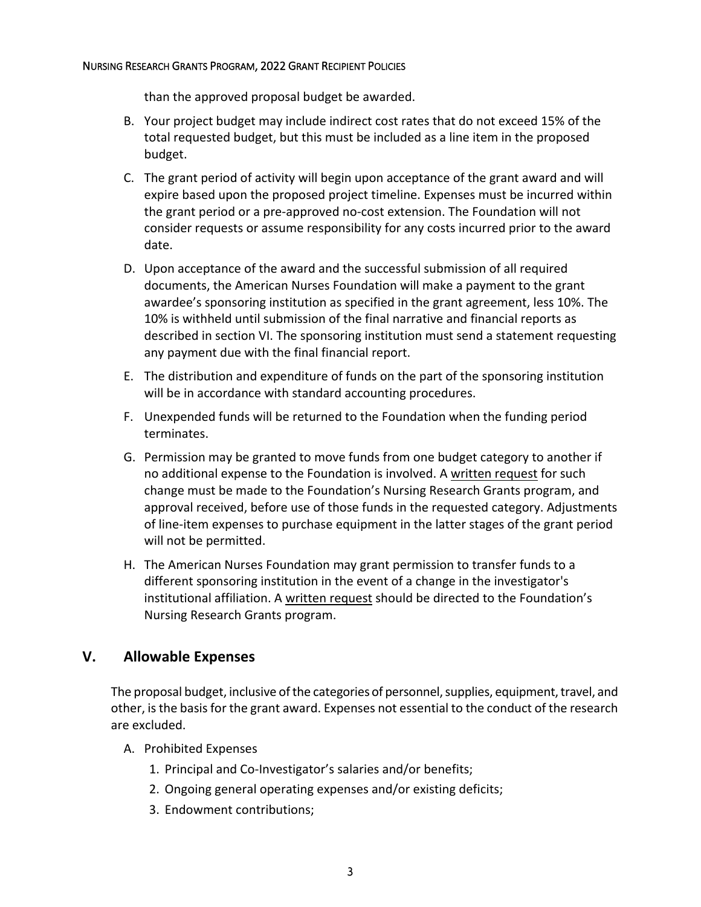than the approved proposal budget be awarded.

B. Your project budget may include indirect cost rates that do not exceed 15% of the total requested budget, but this must be included as a line item in the proposed budget.

C. The grant period of activity will begin upon acceptance of the grant award and will expire based upon the proposed project timeline. Expenses must be incurred within the grant period or a pre-approved no-cost extension. The Foundation will not consider requests or assume responsibility for any costs incurred prior to the award date.

D. Upon acceptance of the award and the successful submission of all required documents, the American Nurses Foundation will make a payment to the grant awardee's sponsoring institution as specified in the grant agreement, less 10%. The 10% is withheld until submission of the final narrative and financial reports as described in section VI. The sponsoring institution must send a statement requesting any payment due with the final financial report.

E. The distribution and expenditure of funds on the part of the sponsoring institution will be in accordance with standard accounting procedures.

F. Unexpended funds will be returned to the Foundation when the funding period terminates.

G. Permission may be granted to move funds from one budget category to another if no additional expense to the Foundation is involved. A written request for such change must be made to the Foundation's Nursing Research Grants program, and approval received, before use of those funds in the requested category. Adjustments of line-item expenses to purchase equipment in the latter stages of the grant period will not be permitted.

H. The American Nurses Foundation may grant permission to transfer funds to a different sponsoring institution in the event of a change in the investigator's institutional affiliation. A written request should be directed to the Foundation's Nursing Research Grants program.

## V. Allowable Expenses

The proposal budget, inclusive of the categories of personnel, supplies, equipment, travel, and other, is the basis for the grant award. Expenses not essential to the conduct of the research are excluded.

A. Prohibited Expenses
   1. Principal and Co-Investigator's salaries and/or benefits;
   2. Ongoing general operating expenses and/or existing deficits;
   3. Endowment contributions;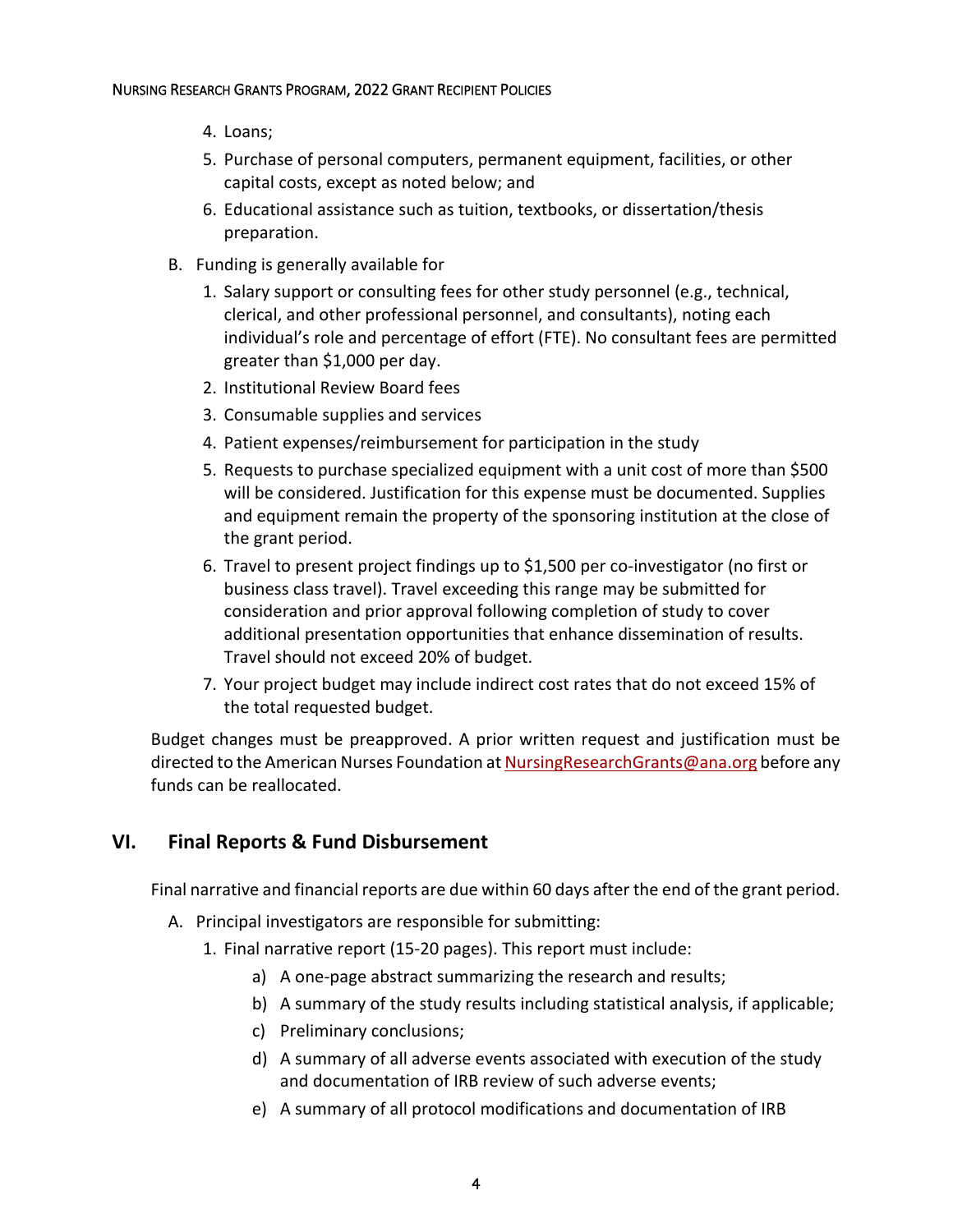4. Loans;
5. Purchase of personal computers, permanent equipment, facilities, or other capital costs, except as noted below; and
6. Educational assistance such as tuition, textbooks, or dissertation/thesis preparation.

B. Funding is generally available for

1. Salary support or consulting fees for other study personnel (e.g., technical, clerical, and other professional personnel, and consultants), noting each individual's role and percentage of effort (FTE). No consultant fees are permitted greater than $1,000 per day.
2. Institutional Review Board fees
3. Consumable supplies and services
4. Patient expenses/reimbursement for participation in the study
5. Requests to purchase specialized equipment with a unit cost of more than $500 will be considered. Justification for this expense must be documented. Supplies and equipment remain the property of the sponsoring institution at the close of the grant period.
6. Travel to present project findings up to $1,500 per co-investigator (no first or business class travel). Travel exceeding this range may be submitted for consideration and prior approval following completion of study to cover additional presentation opportunities that enhance dissemination of results. Travel should not exceed 20% of budget.
7. Your project budget may include indirect cost rates that do not exceed 15% of the total requested budget.

Budget changes must be preapproved. A prior written request and justification must be directed to the American Nurses Foundation at NursingResearchGrants@ana.org before any funds can be reallocated.

## VI. Final Reports & Fund Disbursement

Final narrative and financial reports are due within 60 days after the end of the grant period.

A. Principal investigators are responsible for submitting:

1. Final narrative report (15-20 pages). This report must include:
   a) A one-page abstract summarizing the research and results;
   b) A summary of the study results including statistical analysis, if applicable;
   c) Preliminary conclusions;
   d) A summary of all adverse events associated with execution of the study and documentation of IRB review of such adverse events;
   e) A summary of all protocol modifications and documentation of IRB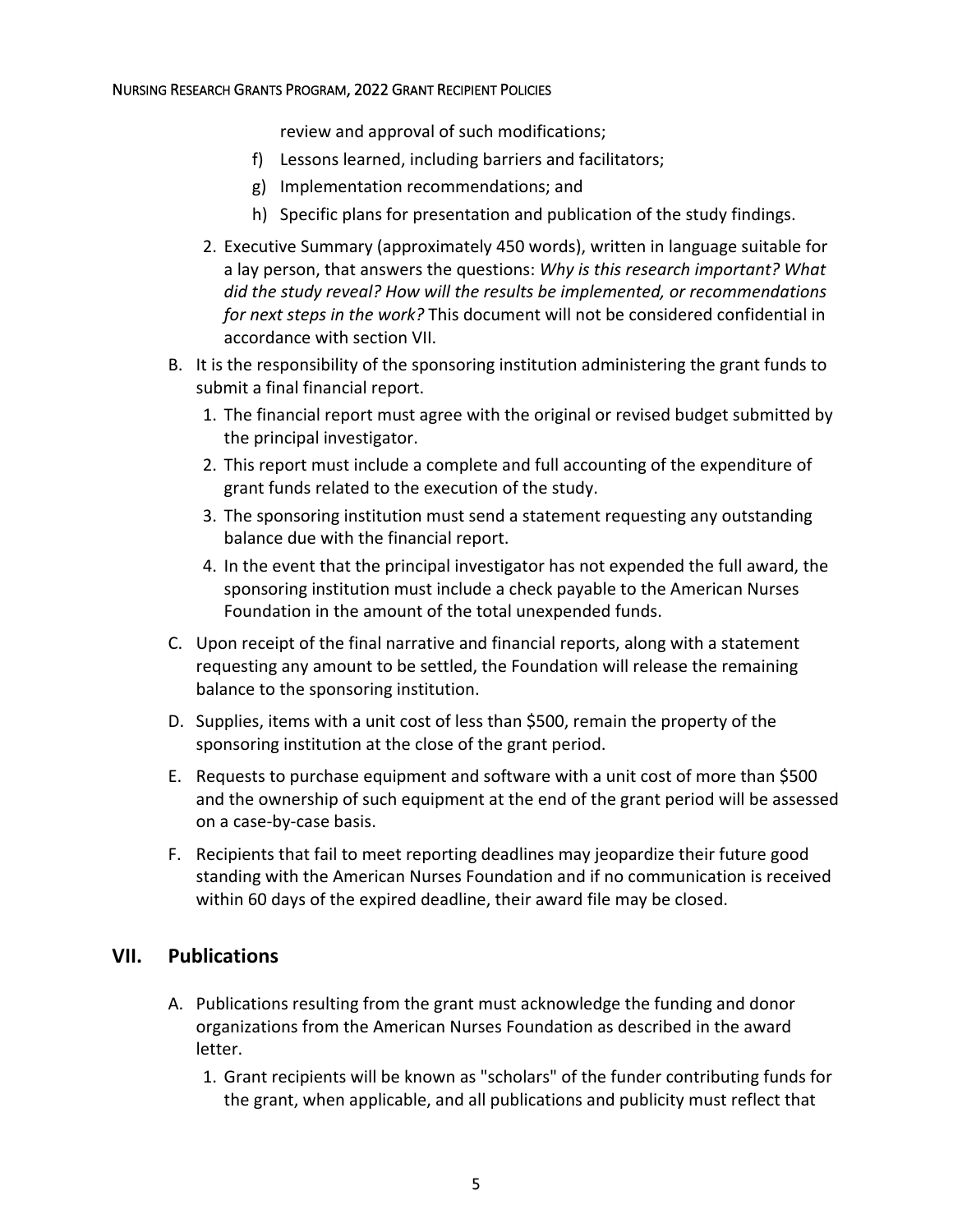review and approval of such modifications;

   f) Lessons learned, including barriers and facilitators;
   g) Implementation recommendations; and
   h) Specific plans for presentation and publication of the study findings.

2. Executive Summary (approximately 450 words), written in language suitable for a lay person, that answers the questions: *Why is this research important? What did the study reveal? How will the results be implemented, or recommendations for next steps in the work?* This document will not be considered confidential in accordance with section VII.

B. It is the responsibility of the sponsoring institution administering the grant funds to submit a final financial report.
   1. The financial report must agree with the original or revised budget submitted by the principal investigator.
   2. This report must include a complete and full accounting of the expenditure of grant funds related to the execution of the study.
   3. The sponsoring institution must send a statement requesting any outstanding balance due with the financial report.
   4. In the event that the principal investigator has not expended the full award, the sponsoring institution must include a check payable to the American Nurses Foundation in the amount of the total unexpended funds.

C. Upon receipt of the final narrative and financial reports, along with a statement requesting any amount to be settled, the Foundation will release the remaining balance to the sponsoring institution.

D. Supplies, items with a unit cost of less than $500, remain the property of the sponsoring institution at the close of the grant period.

E. Requests to purchase equipment and software with a unit cost of more than $500 and the ownership of such equipment at the end of the grant period will be assessed on a case-by-case basis.

F. Recipients that fail to meet reporting deadlines may jeopardize their future good standing with the American Nurses Foundation and if no communication is received within 60 days of the expired deadline, their award file may be closed.

## VII. Publications

A. Publications resulting from the grant must acknowledge the funding and donor organizations from the American Nurses Foundation as described in the award letter.
   1. Grant recipients will be known as "scholars" of the funder contributing funds for the grant, when applicable, and all publications and publicity must reflect that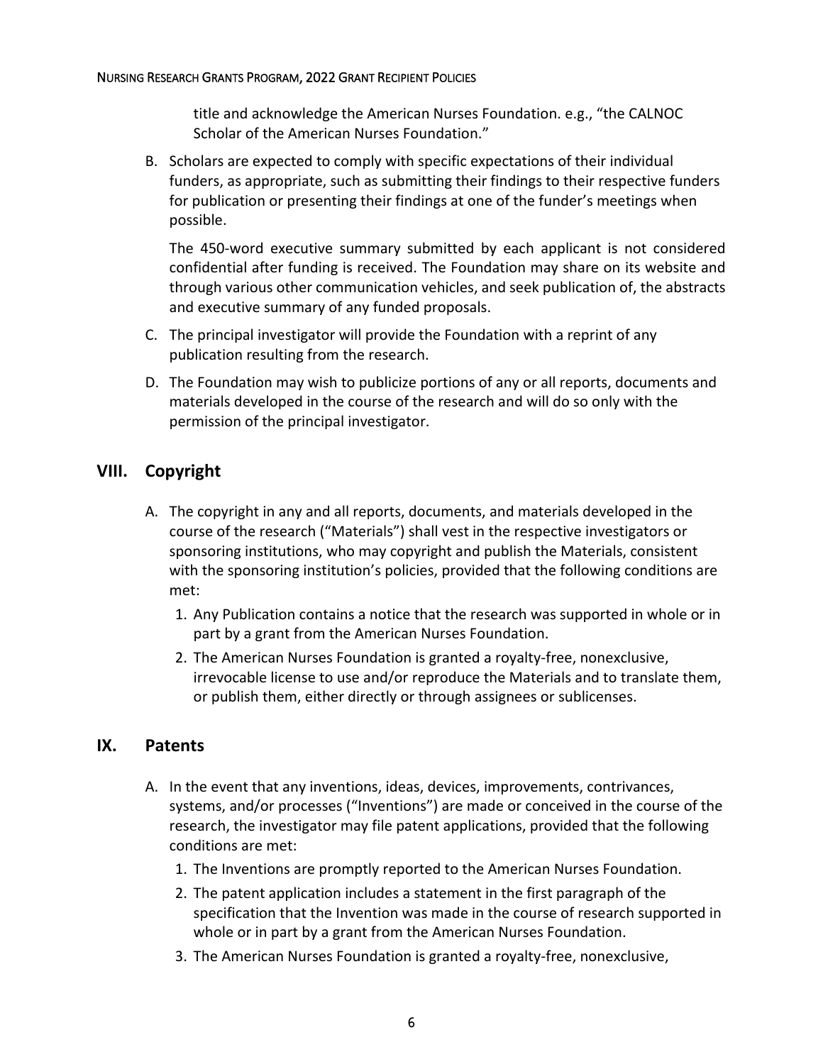title and acknowledge the American Nurses Foundation. e.g., "the CALNOC Scholar of the American Nurses Foundation."

B. Scholars are expected to comply with specific expectations of their individual funders, as appropriate, such as submitting their findings to their respective funders for publication or presenting their findings at one of the funder's meetings when possible.

   The 450-word executive summary submitted by each applicant is not considered confidential after funding is received. The Foundation may share on its website and through various other communication vehicles, and seek publication of, the abstracts and executive summary of any funded proposals.

C. The principal investigator will provide the Foundation with a reprint of any publication resulting from the research.

D. The Foundation may wish to publicize portions of any or all reports, documents and materials developed in the course of the research and will do so only with the permission of the principal investigator.

## VIII. Copyright

A. The copyright in any and all reports, documents, and materials developed in the course of the research ("Materials") shall vest in the respective investigators or sponsoring institutions, who may copyright and publish the Materials, consistent with the sponsoring institution's policies, provided that the following conditions are met:
   1. Any Publication contains a notice that the research was supported in whole or in part by a grant from the American Nurses Foundation.
   2. The American Nurses Foundation is granted a royalty-free, nonexclusive, irrevocable license to use and/or reproduce the Materials and to translate them, or publish them, either directly or through assignees or sublicenses.

## IX. Patents

A. In the event that any inventions, ideas, devices, improvements, contrivances, systems, and/or processes ("Inventions") are made or conceived in the course of the research, the investigator may file patent applications, provided that the following conditions are met:
   1. The Inventions are promptly reported to the American Nurses Foundation.
   2. The patent application includes a statement in the first paragraph of the specification that the Invention was made in the course of research supported in whole or in part by a grant from the American Nurses Foundation.
   3. The American Nurses Foundation is granted a royalty-free, nonexclusive,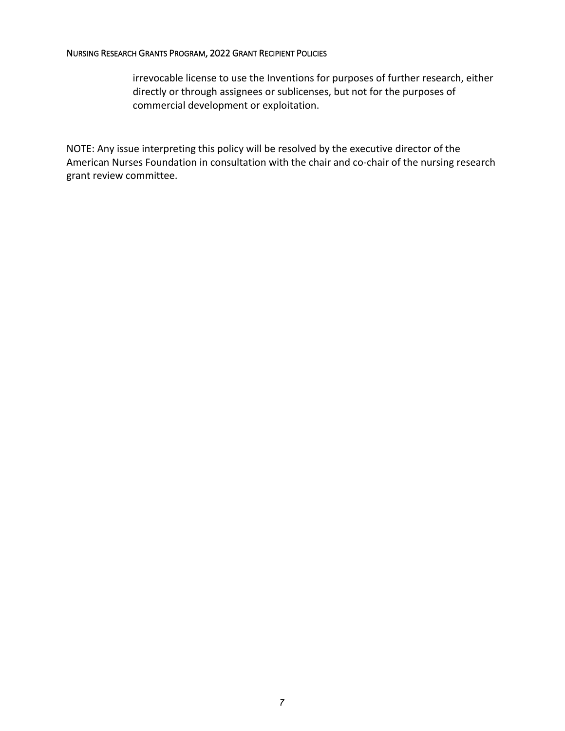irrevocable license to use the Inventions for purposes of further research, either directly or through assignees or sublicenses, but not for the purposes of commercial development or exploitation.

NOTE: Any issue interpreting this policy will be resolved by the executive director of the American Nurses Foundation in consultation with the chair and co-chair of the nursing research grant review committee.